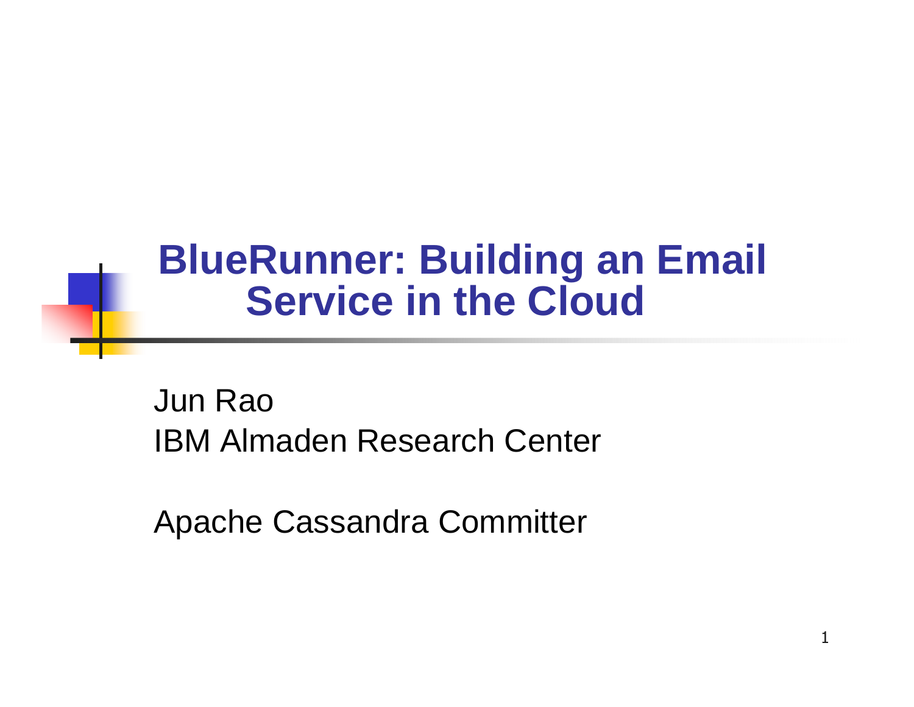# BlueRunner: Building an Email Service in the Cloud

Jun Rao
IBM Almaden Research Center

Apache Cassandra Committer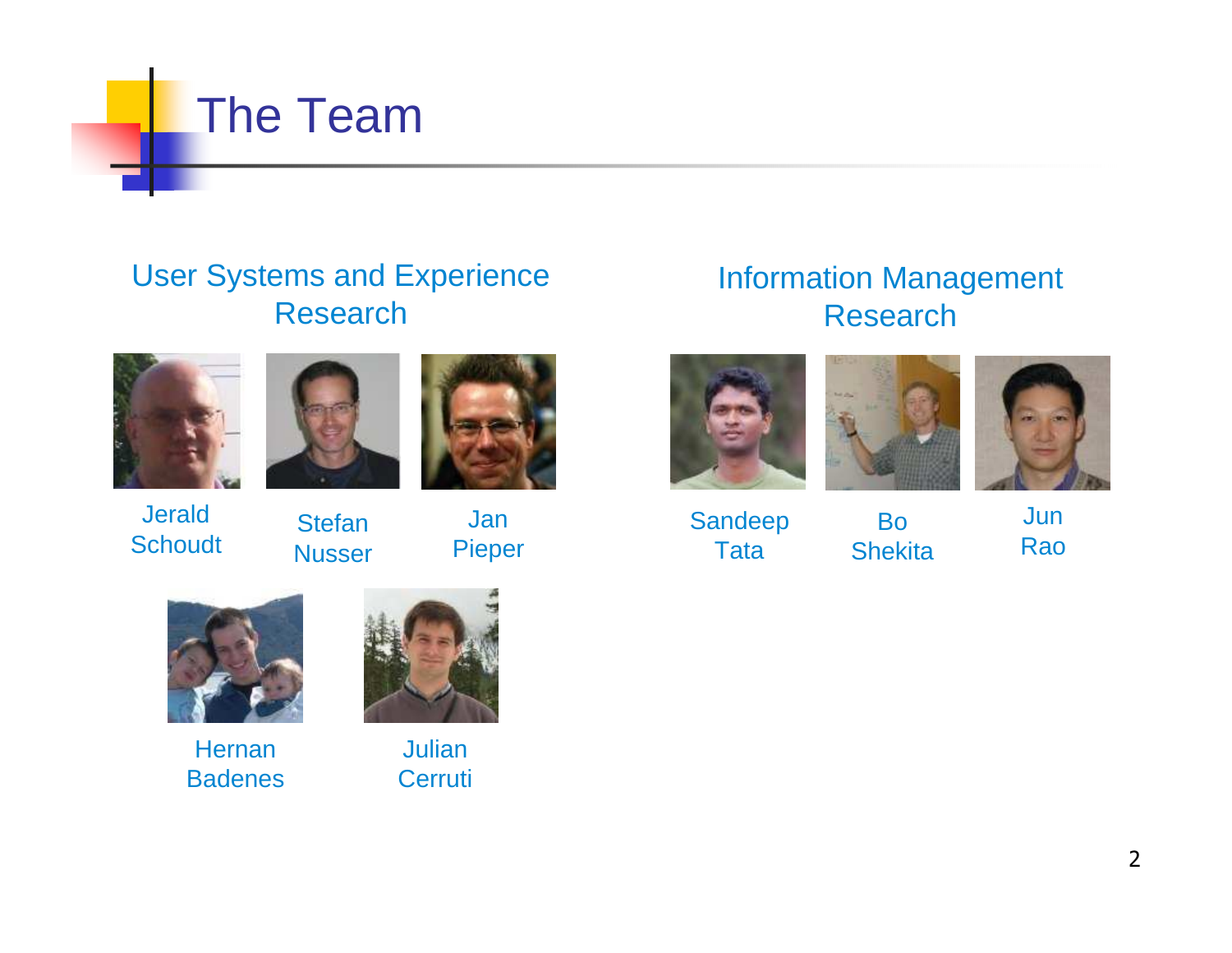# The Team

## User Systems and Experience Research

Jerald Schoudt

Stefan Nusser

Jan Pieper

Hernan Badenes

Julian Cerruti

## Information Management Research

Sandeep Tata

Bo Shekita

Jun Rao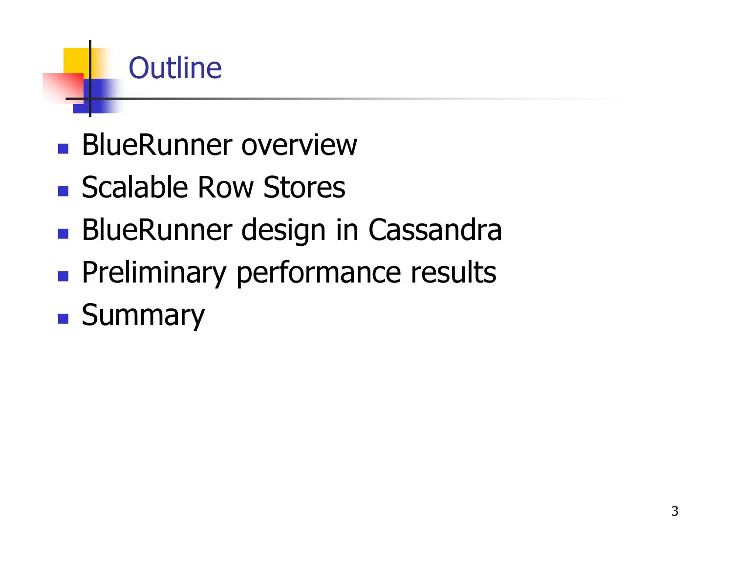# Outline

- BlueRunner overview
- Scalable Row Stores
- BlueRunner design in Cassandra
- Preliminary performance results
- Summary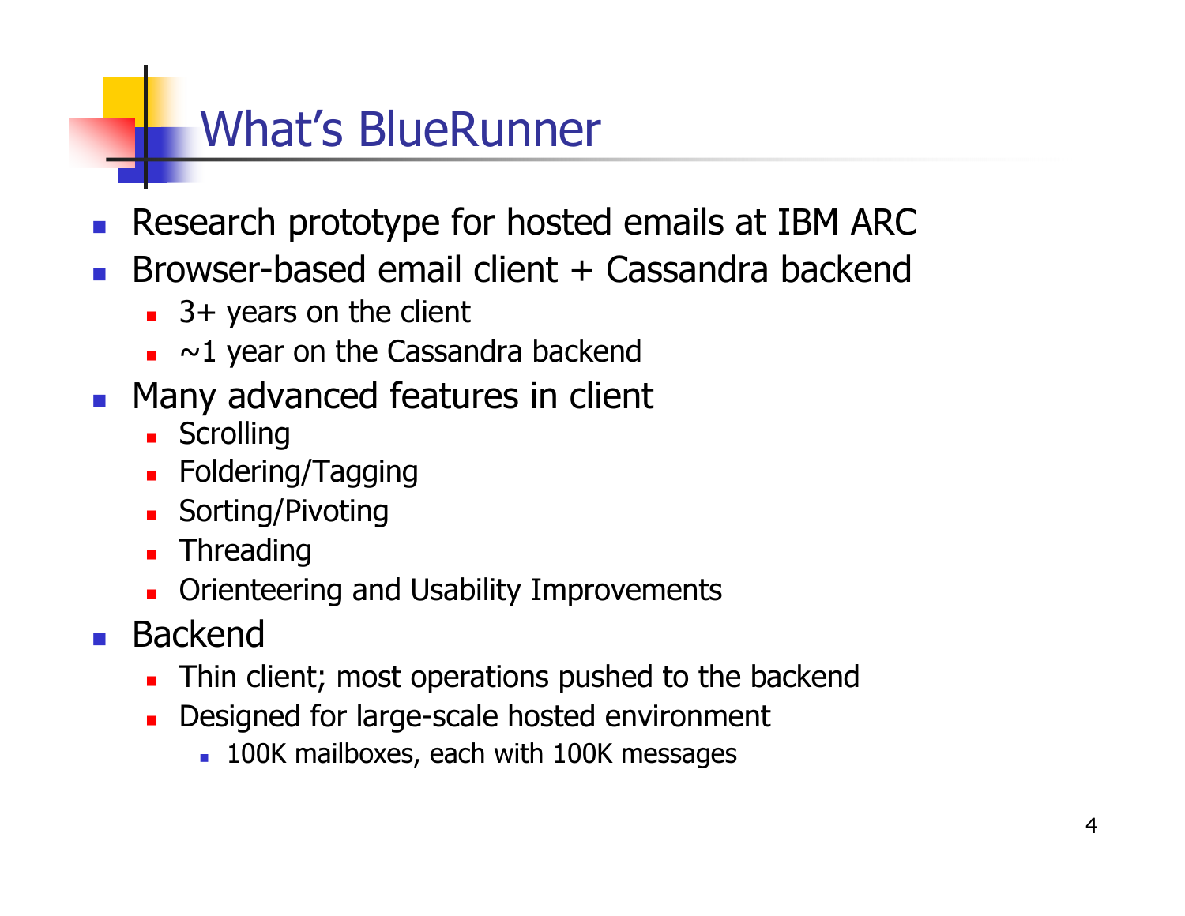# What's BlueRunner

- Research prototype for hosted emails at IBM ARC
- Browser-based email client + Cassandra backend
  - 3+ years on the client
  - ~1 year on the Cassandra backend
- Many advanced features in client
  - Scrolling
  - Foldering/Tagging
  - Sorting/Pivoting
  - Threading
  - Orienteering and Usability Improvements
- Backend
  - Thin client; most operations pushed to the backend
  - Designed for large-scale hosted environment
    - 100K mailboxes, each with 100K messages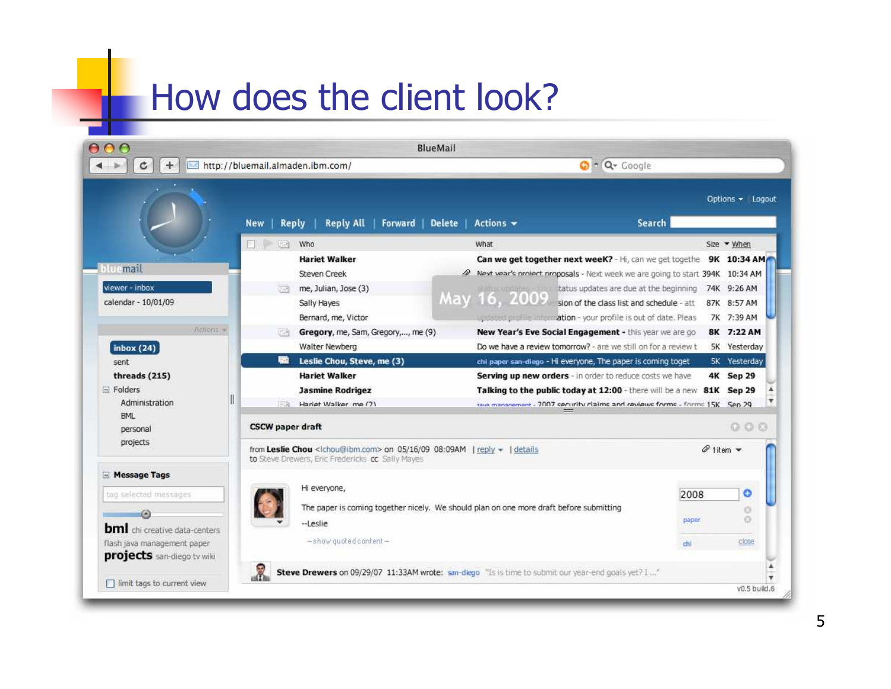# How does the client look?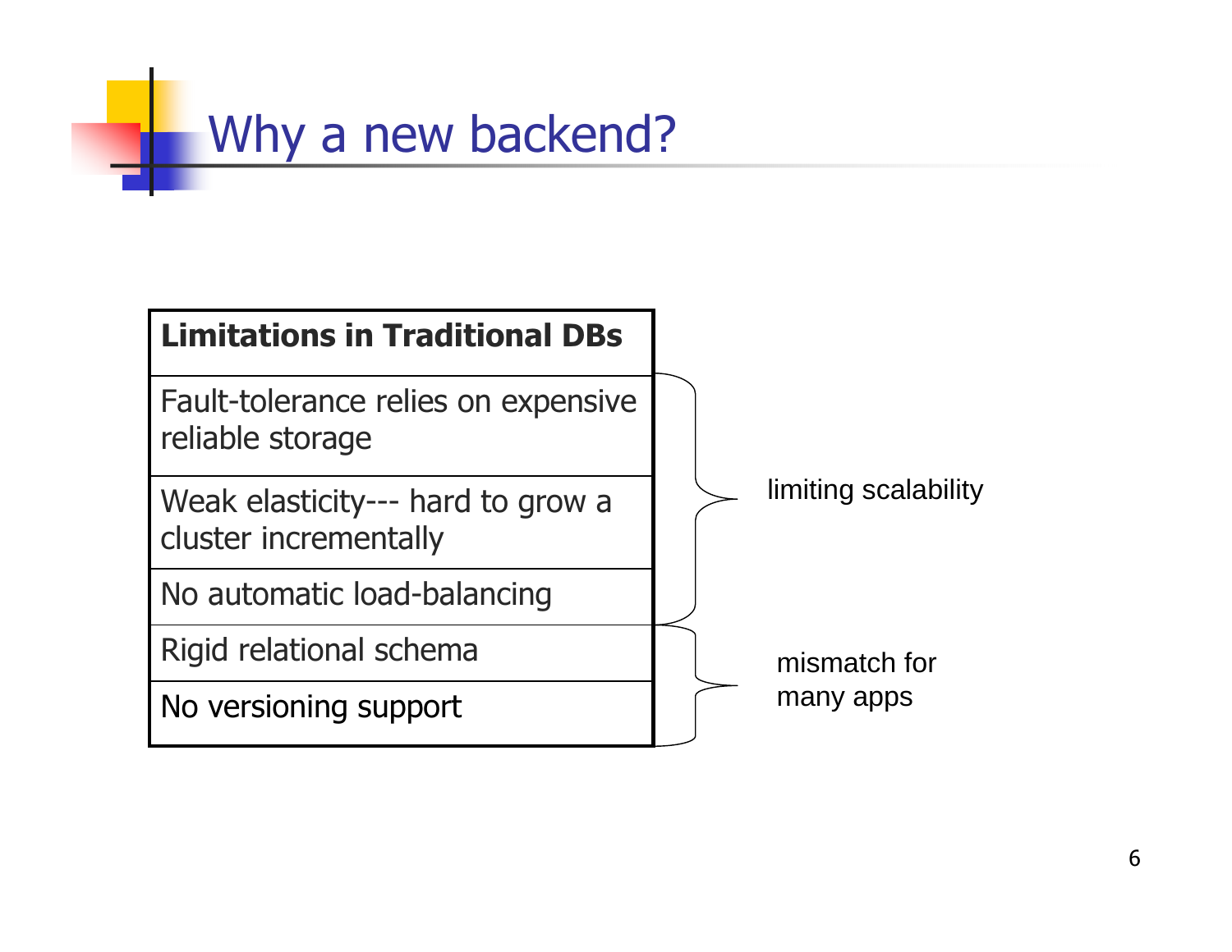# Why a new backend?

| Limitations in Traditional DBs | |
|---|---|
| Fault-tolerance relies on expensive reliable storage | limiting scalability |
| Weak elasticity--- hard to grow a cluster incrementally | |
| No automatic load-balancing | |
| Rigid relational schema | mismatch for many apps |
| No versioning support | |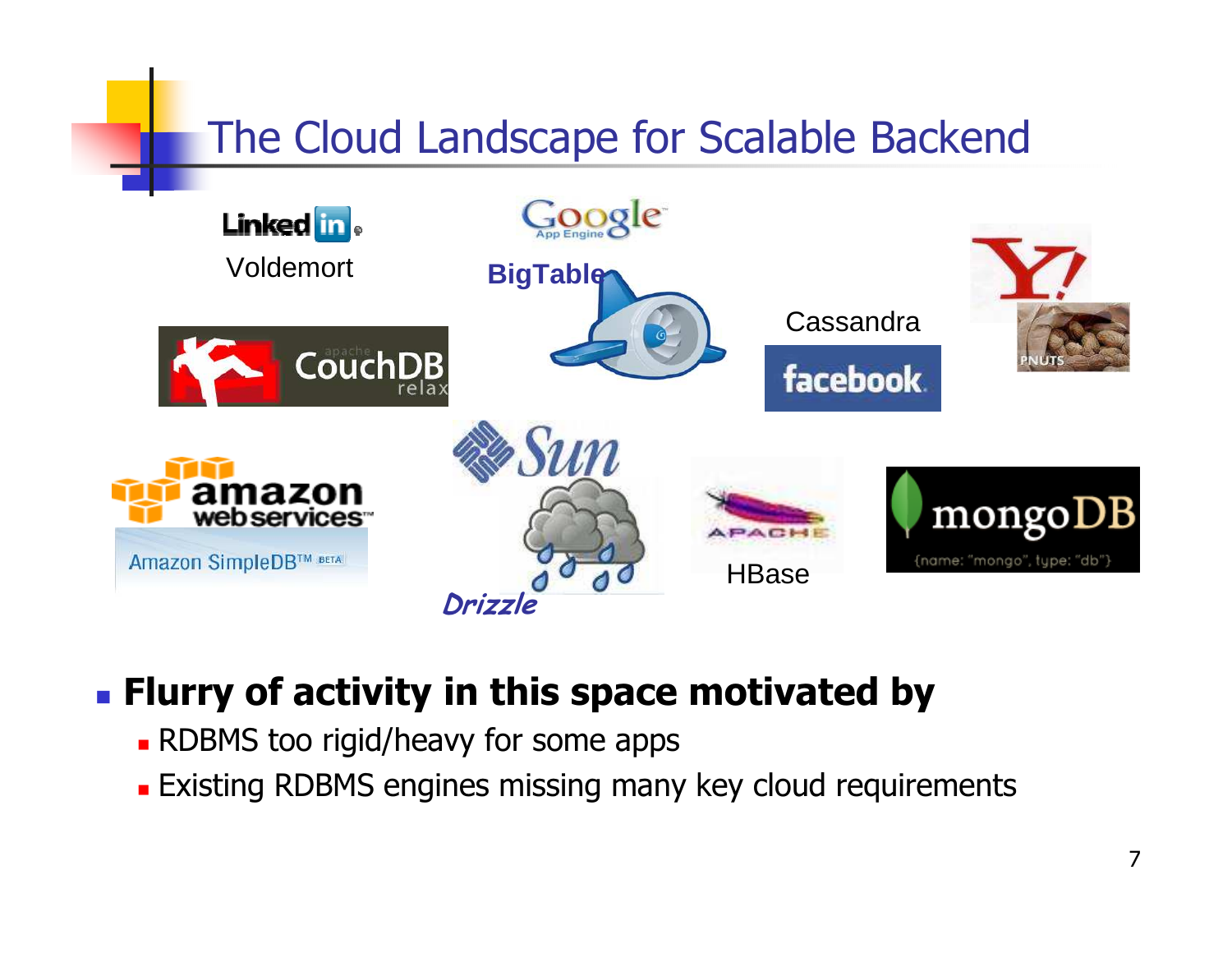# The Cloud Landscape for Scalable Backend

Voldemort

BigTable

Cassandra

Amazon SimpleDB

Drizzle

HBase

- **Flurry of activity in this space motivated by**
  - RDBMS too rigid/heavy for some apps
  - Existing RDBMS engines missing many key cloud requirements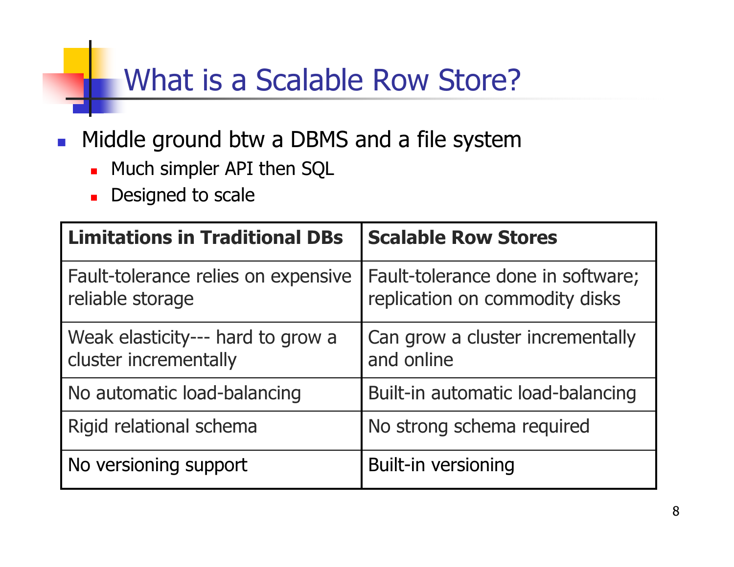# What is a Scalable Row Store?

- Middle ground btw a DBMS and a file system
  - Much simpler API then SQL
  - Designed to scale

| **Limitations in Traditional DBs** | **Scalable Row Stores** |
|---|---|
| Fault-tolerance relies on expensive reliable storage | Fault-tolerance done in software; replication on commodity disks |
| Weak elasticity--- hard to grow a cluster incrementally | Can grow a cluster incrementally and online |
| No automatic load-balancing | Built-in automatic load-balancing |
| Rigid relational schema | No strong schema required |
| No versioning support | Built-in versioning |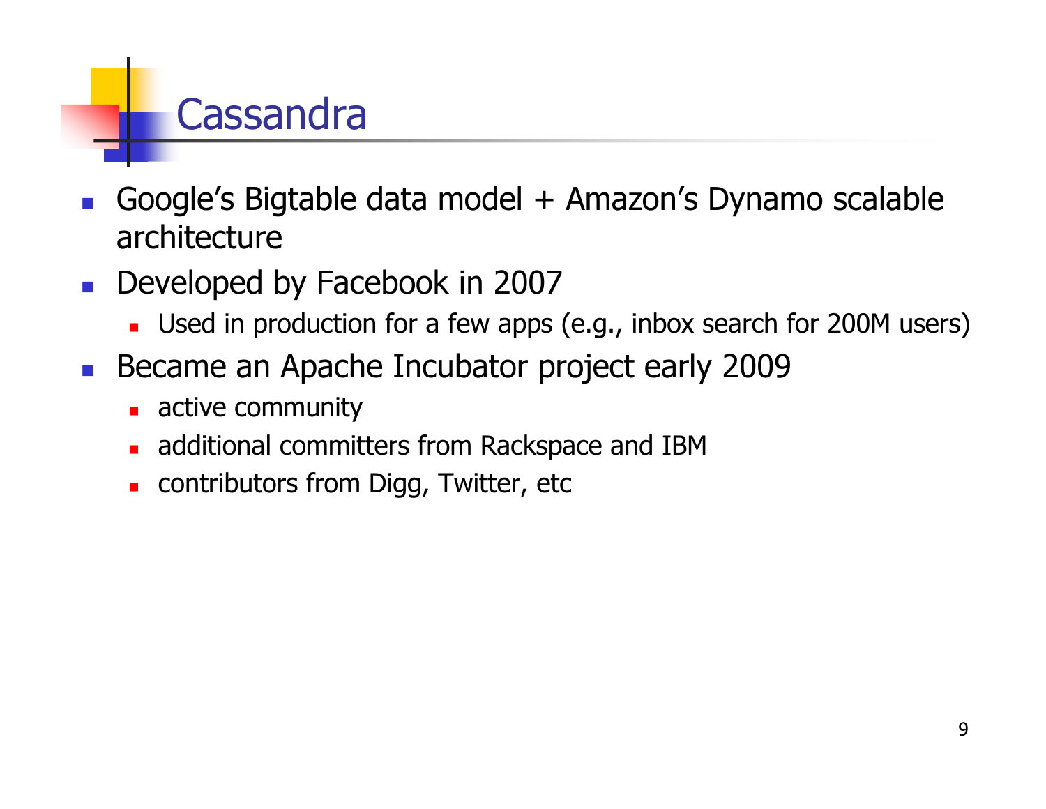# Cassandra

- Google's Bigtable data model + Amazon's Dynamo scalable architecture
- Developed by Facebook in 2007
  - Used in production for a few apps (e.g., inbox search for 200M users)
- Became an Apache Incubator project early 2009
  - active community
  - additional committers from Rackspace and IBM
  - contributors from Digg, Twitter, etc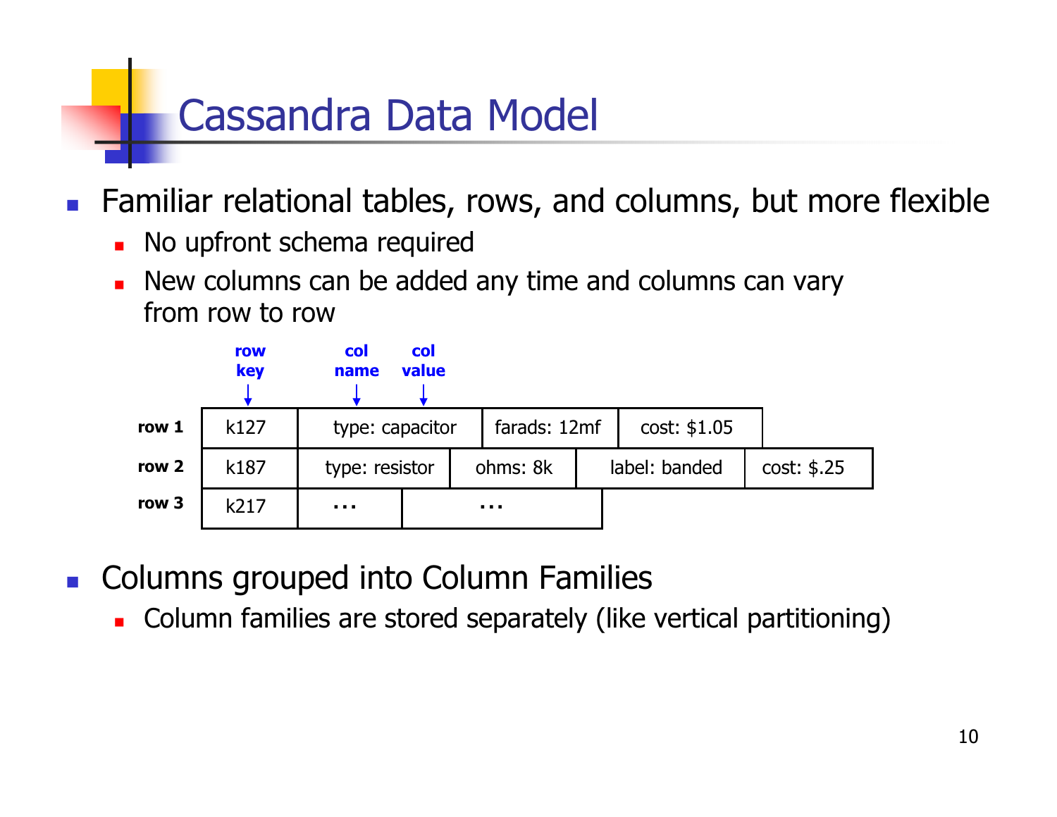# Cassandra Data Model

- Familiar relational tables, rows, and columns, but more flexible
  - No upfront schema required
  - New columns can be added any time and columns can vary from row to row

|  | row key | col name: col value |  |  |  |
|---|---|---|---|---|---|
| row 1 | k127 | type: capacitor | farads: 12mf | cost: $1.05 |  |
| row 2 | k187 | type: resistor | ohms: 8k | label: banded | cost: $.25 |
| row 3 | k217 | … | … |  |  |

- Columns grouped into Column Families
  - Column families are stored separately (like vertical partitioning)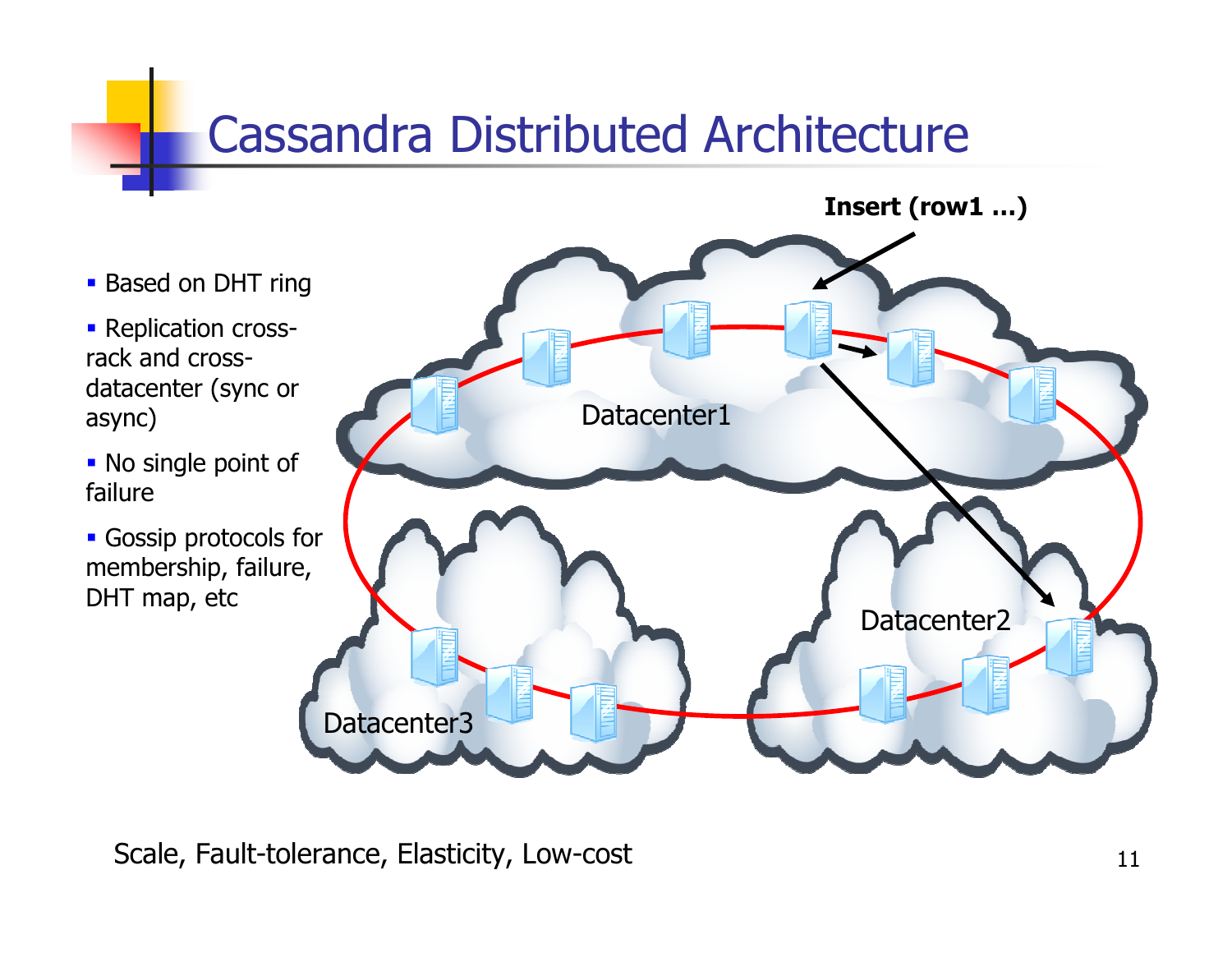# Cassandra Distributed Architecture

- Based on DHT ring
- Replication cross-rack and cross-datacenter (sync or async)
- No single point of failure
- Gossip protocols for membership, failure, DHT map, etc

Insert (row1 …)

Datacenter1

Datacenter2

Datacenter3

Scale, Fault-tolerance, Elasticity, Low-cost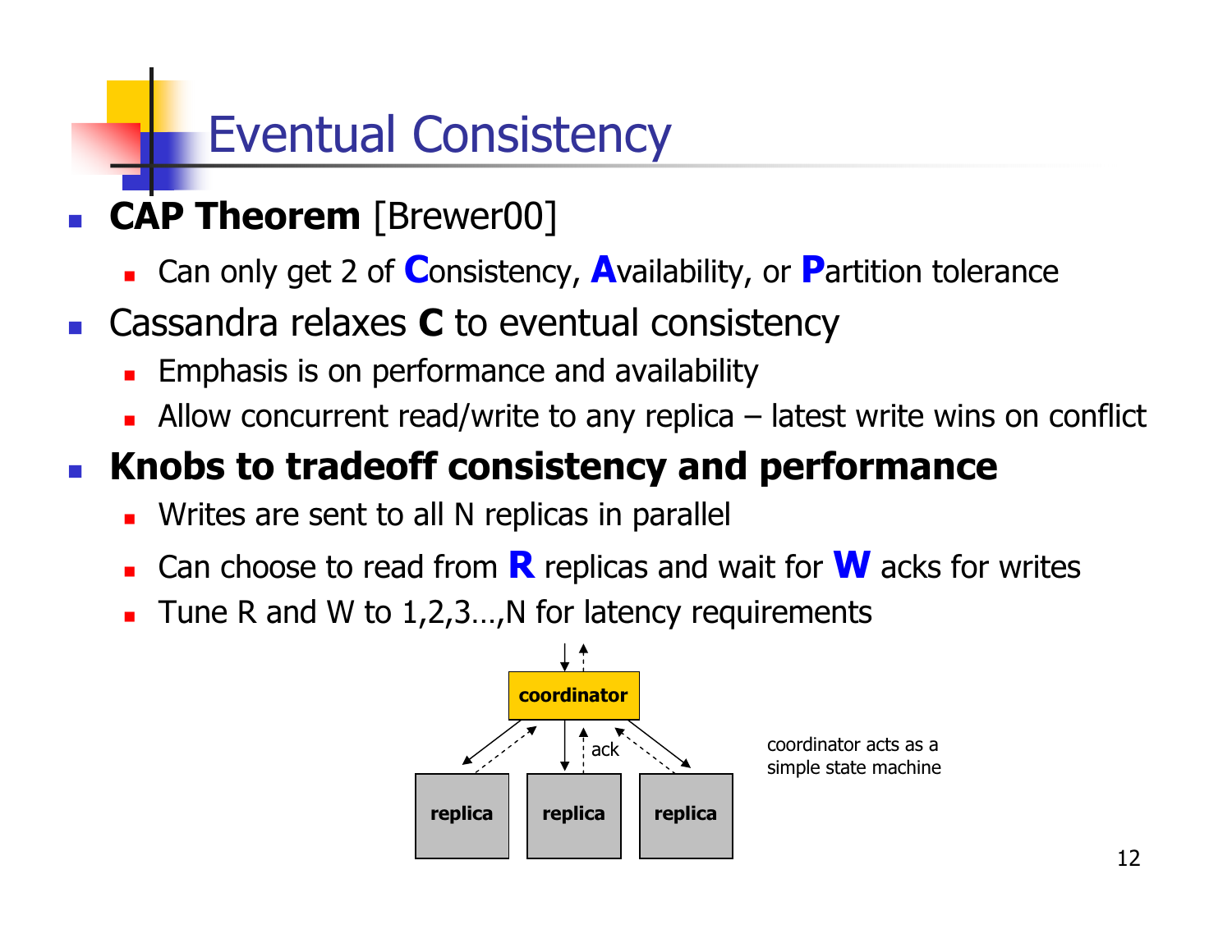# Eventual Consistency

- **CAP Theorem** [Brewer00]
  - Can only get 2 of **C**onsistency, **A**vailability, or **P**artition tolerance
- Cassandra relaxes **C** to eventual consistency
  - Emphasis is on performance and availability
  - Allow concurrent read/write to any replica – latest write wins on conflict
- **Knobs to tradeoff consistency and performance**
  - Writes are sent to all N replicas in parallel
  - Can choose to read from **R** replicas and wait for **W** acks for writes
  - Tune R and W to 1,2,3…,N for latency requirements

coordinator

ack

replica | replica | replica

coordinator acts as a simple state machine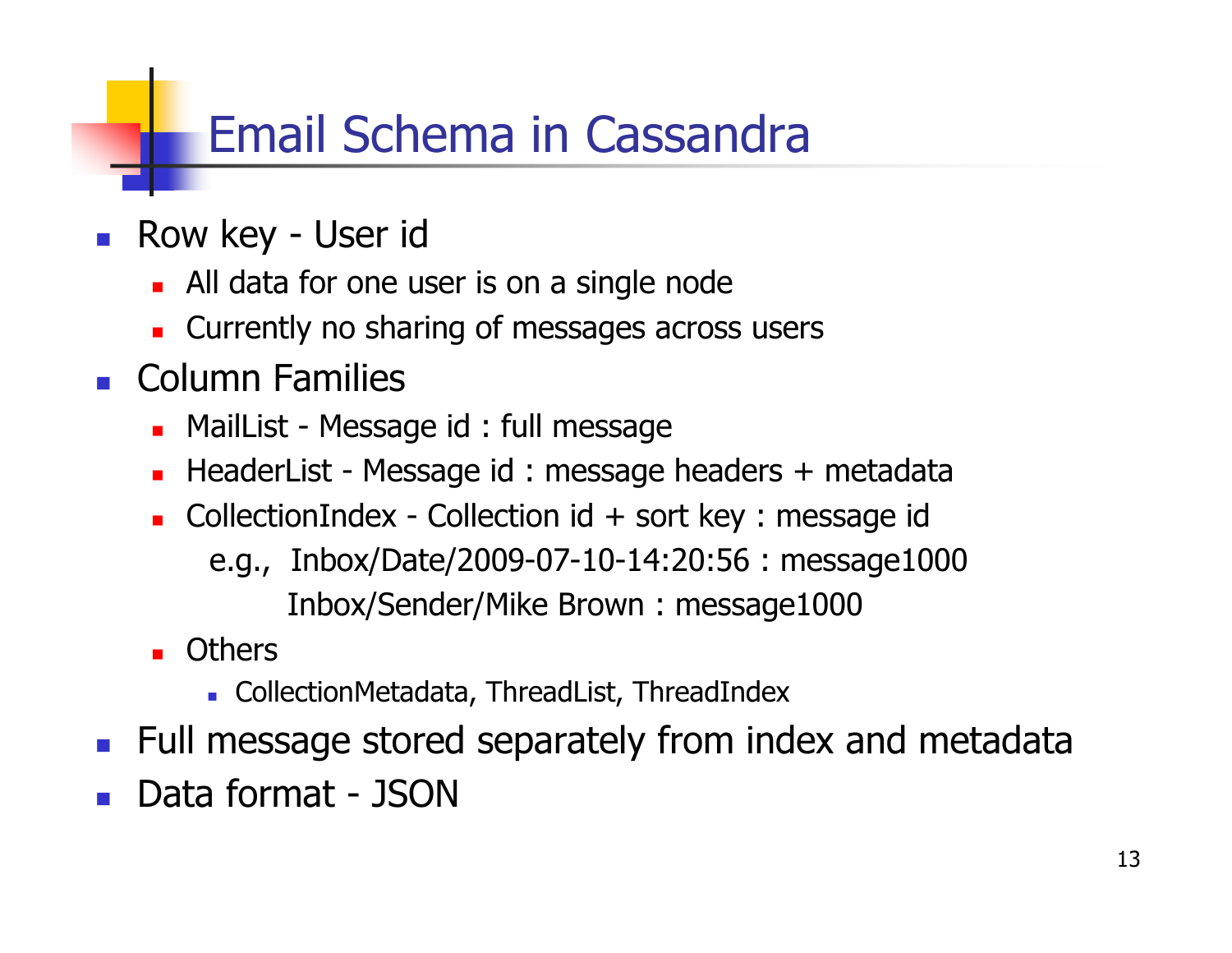# Email Schema in Cassandra

- Row key - User id
  - All data for one user is on a single node
  - Currently no sharing of messages across users
- Column Families
  - MailList - Message id : full message
  - HeaderList - Message id : message headers + metadata
  - CollectionIndex - Collection id + sort key : message id

    e.g., Inbox/Date/2009-07-10-14:20:56 : message1000

    Inbox/Sender/Mike Brown : message1000
  - Others
    - CollectionMetadata, ThreadList, ThreadIndex
- Full message stored separately from index and metadata
- Data format - JSON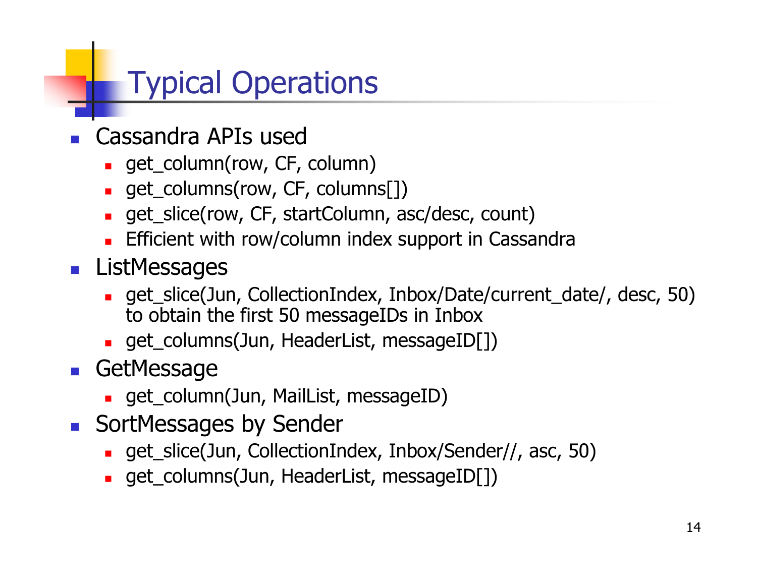# Typical Operations

- Cassandra APIs used
  - get_column(row, CF, column)
  - get_columns(row, CF, columns[])
  - get_slice(row, CF, startColumn, asc/desc, count)
  - Efficient with row/column index support in Cassandra
- ListMessages
  - get_slice(Jun, CollectionIndex, Inbox/Date/current_date/, desc, 50) to obtain the first 50 messageIDs in Inbox
  - get_columns(Jun, HeaderList, messageID[])
- GetMessage
  - get_column(Jun, MailList, messageID)
- SortMessages by Sender
  - get_slice(Jun, CollectionIndex, Inbox/Sender//, asc, 50)
  - get_columns(Jun, HeaderList, messageID[])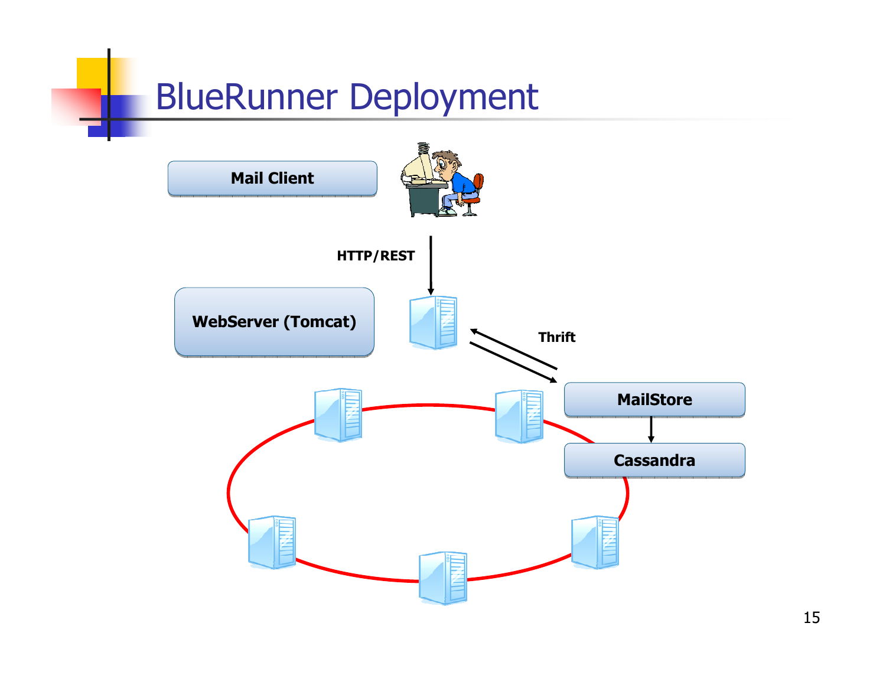# BlueRunner Deployment

Mail Client

HTTP/REST

WebServer (Tomcat)

Thrift

MailStore

Cassandra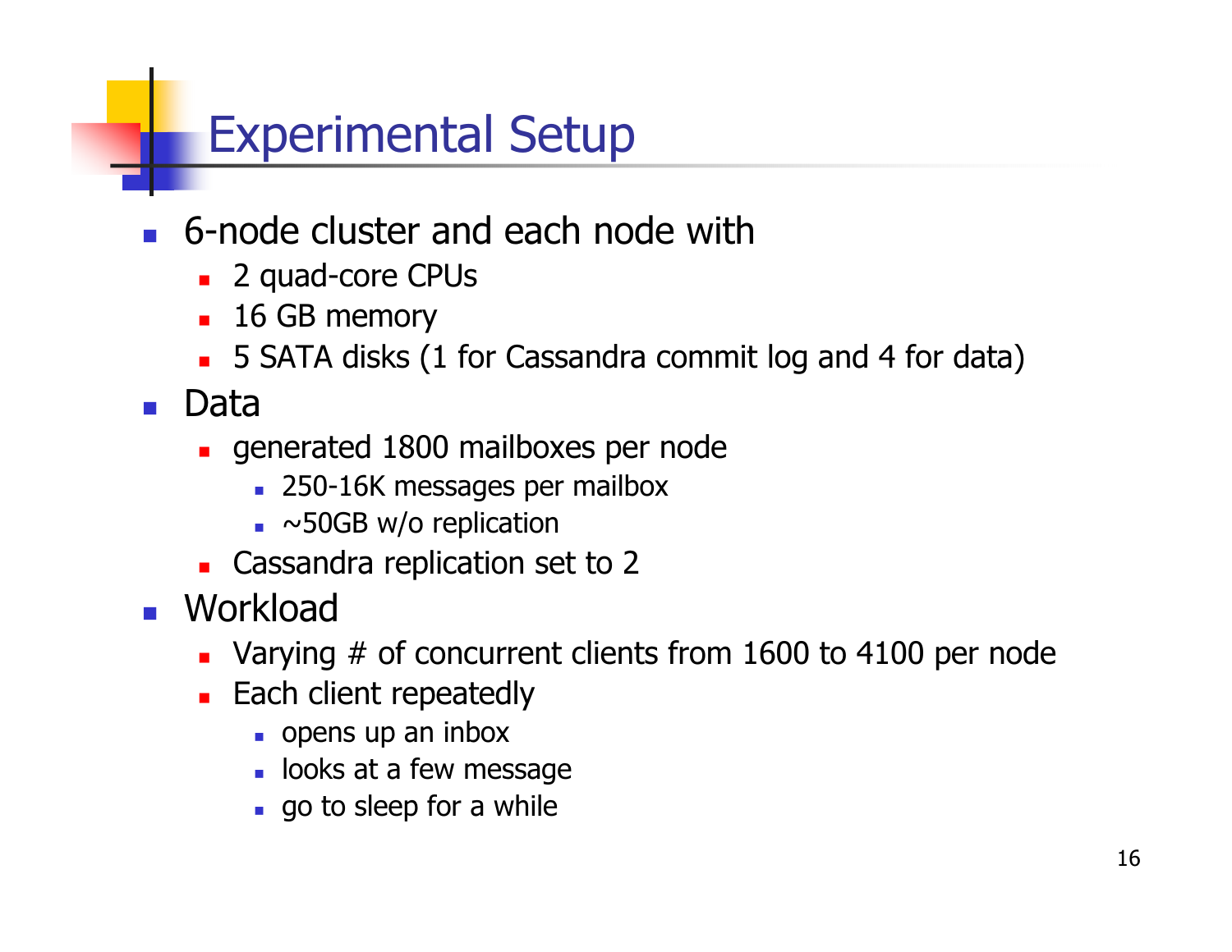# Experimental Setup

- 6-node cluster and each node with
  - 2 quad-core CPUs
  - 16 GB memory
  - 5 SATA disks (1 for Cassandra commit log and 4 for data)
- Data
  - generated 1800 mailboxes per node
    - 250-16K messages per mailbox
    - ~50GB w/o replication
  - Cassandra replication set to 2
- Workload
  - Varying # of concurrent clients from 1600 to 4100 per node
  - Each client repeatedly
    - opens up an inbox
    - looks at a few message
    - go to sleep for a while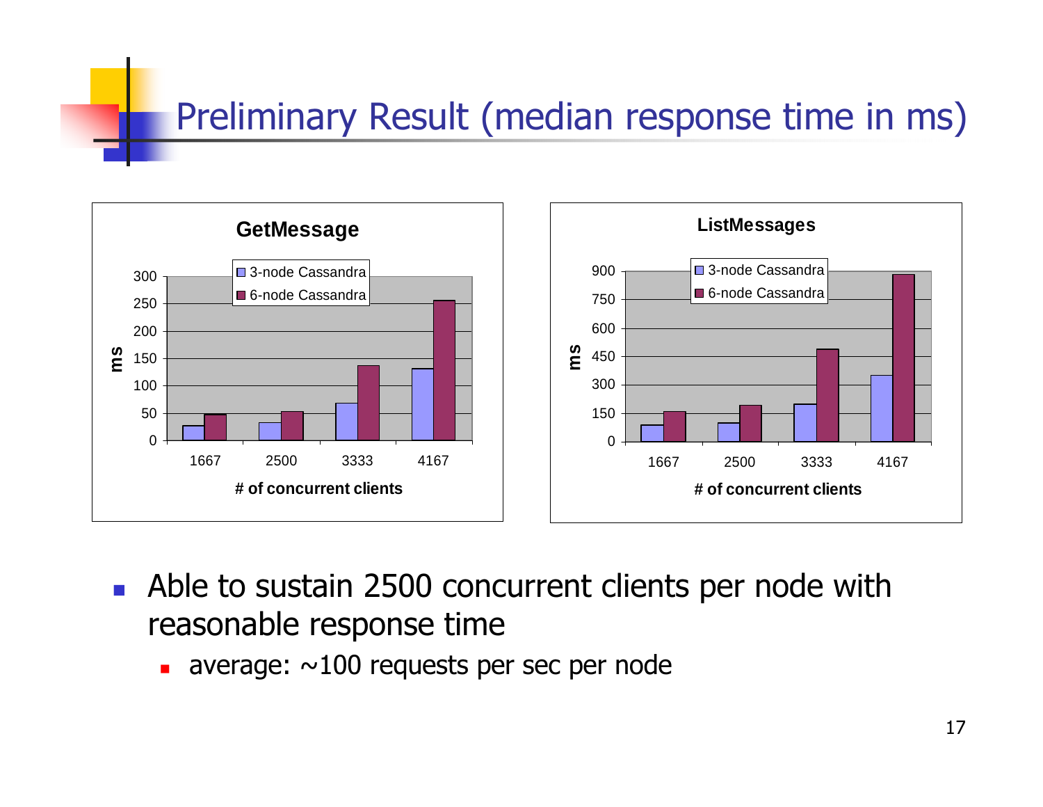# Preliminary Result (median response time in ms)

**GetMessage**

**ListMessages**

- Able to sustain 2500 concurrent clients per node with reasonable response time
  - average: ~100 requests per sec per node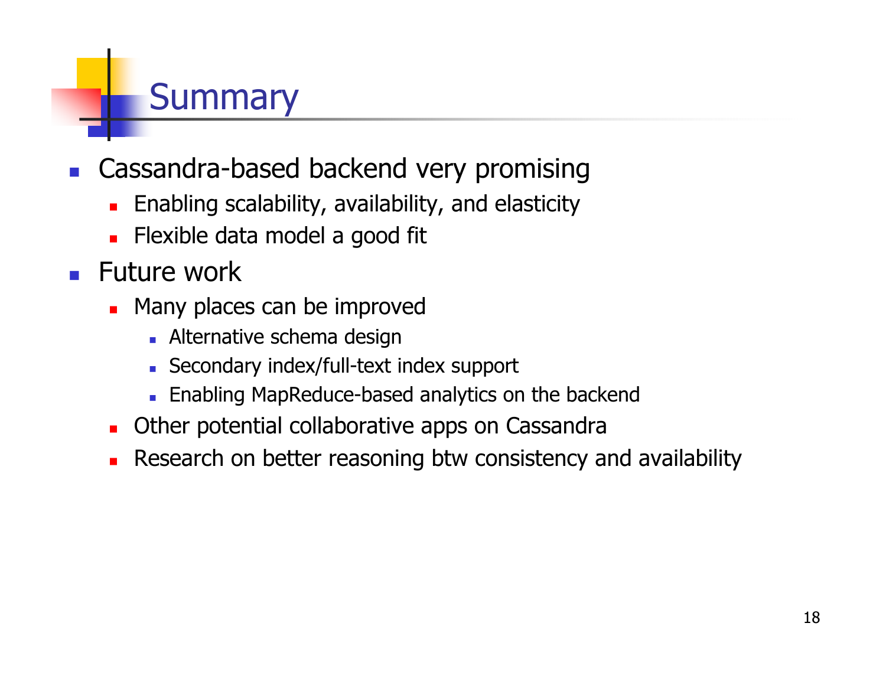# Summary

- Cassandra-based backend very promising
  - Enabling scalability, availability, and elasticity
  - Flexible data model a good fit
- Future work
  - Many places can be improved
    - Alternative schema design
    - Secondary index/full-text index support
    - Enabling MapReduce-based analytics on the backend
  - Other potential collaborative apps on Cassandra
  - Research on better reasoning btw consistency and availability